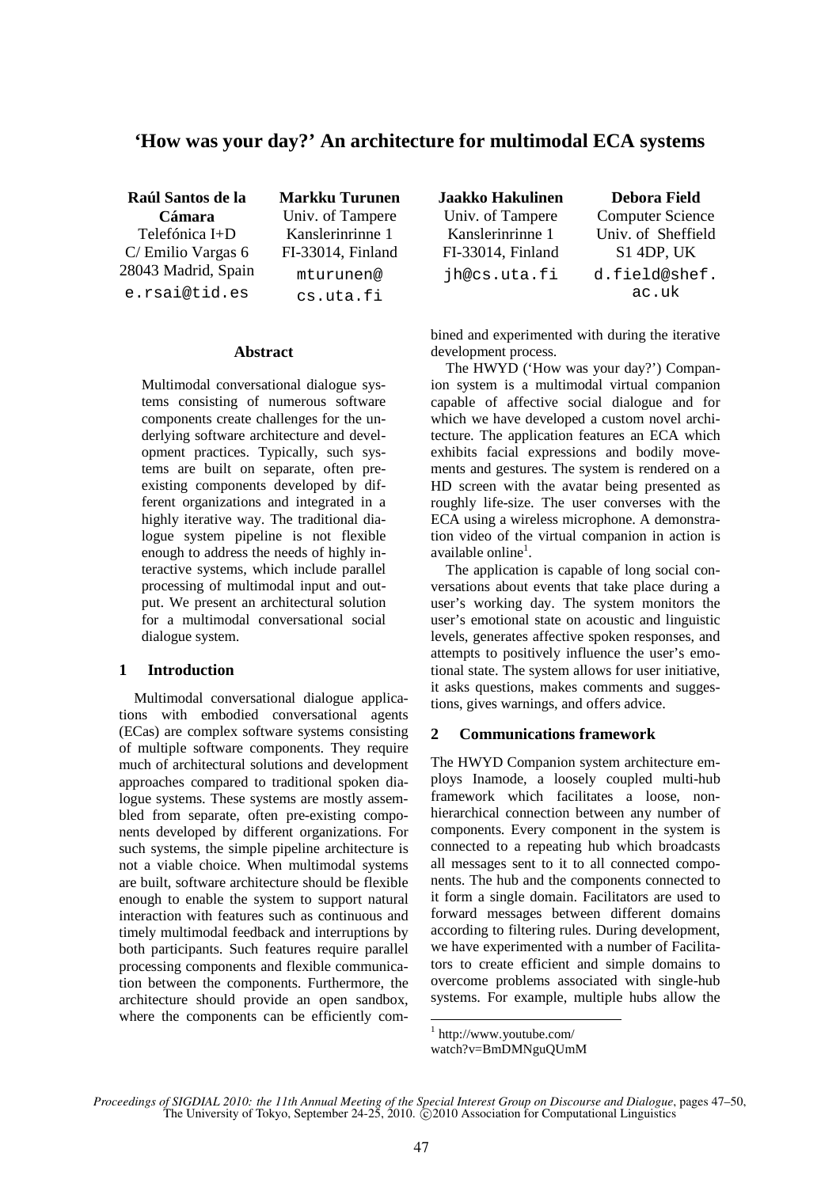# ‘How was your day?’ An architecture for multimodal ECA systems

**Raúl Santos de la Cámara**
Telefónica I+D
C/ Emilio Vargas 6
28043 Madrid, Spain
e.rsai@tid.es

**Markku Turunen**
Univ. of Tampere
Kanslerinrinne 1
FI-33014, Finland
mturunen@cs.uta.fi

**Jaakko Hakulinen**
Univ. of Tampere
Kanslerinrinne 1
FI-33014, Finland
jh@cs.uta.fi

**Debora Field**
Computer Science
Univ. of Sheffield
S1 4DP, UK
d.field@shef.ac.uk

## Abstract

Multimodal conversational dialogue systems consisting of numerous software components create challenges for the underlying software architecture and development practices. Typically, such systems are built on separate, often pre-existing components developed by different organizations and integrated in a highly iterative way. The traditional dialogue system pipeline is not flexible enough to address the needs of highly interactive systems, which include parallel processing of multimodal input and output. We present an architectural solution for a multimodal conversational social dialogue system.

## 1 Introduction

Multimodal conversational dialogue applications with embodied conversational agents (ECas) are complex software systems consisting of multiple software components. They require much of architectural solutions and development approaches compared to traditional spoken dialogue systems. These systems are mostly assembled from separate, often pre-existing components developed by different organizations. For such systems, the simple pipeline architecture is not a viable choice. When multimodal systems are built, software architecture should be flexible enough to enable the system to support natural interaction with features such as continuous and timely multimodal feedback and interruptions by both participants. Such features require parallel processing components and flexible communication between the components. Furthermore, the architecture should provide an open sandbox, where the components can be efficiently combined and experimented with during the iterative development process.

The HWYD (‘How was your day?’) Companion system is a multimodal virtual companion capable of affective social dialogue and for which we have developed a custom novel architecture. The application features an ECA which exhibits facial expressions and bodily movements and gestures. The system is rendered on a HD screen with the avatar being presented as roughly life-size. The user converses with the ECA using a wireless microphone. A demonstration video of the virtual companion in action is available online[1].

The application is capable of long social conversations about events that take place during a user’s working day. The system monitors the user’s emotional state on acoustic and linguistic levels, generates affective spoken responses, and attempts to positively influence the user’s emotional state. The system allows for user initiative, it asks questions, makes comments and suggestions, gives warnings, and offers advice.

## 2 Communications framework

The HWYD Companion system architecture employs Inamode, a loosely coupled multi-hub framework which facilitates a loose, non-hierarchical connection between any number of components. Every component in the system is connected to a repeating hub which broadcasts all messages sent to it to all connected components. The hub and the components connected to it form a single domain. Facilitators are used to forward messages between different domains according to filtering rules. During development, we have experimented with a number of Facilitators to create efficient and simple domains to overcome problems associated with single-hub systems. For example, multiple hubs allow the

[1] http://www.youtube.com/watch?v=BmDMNguQUmM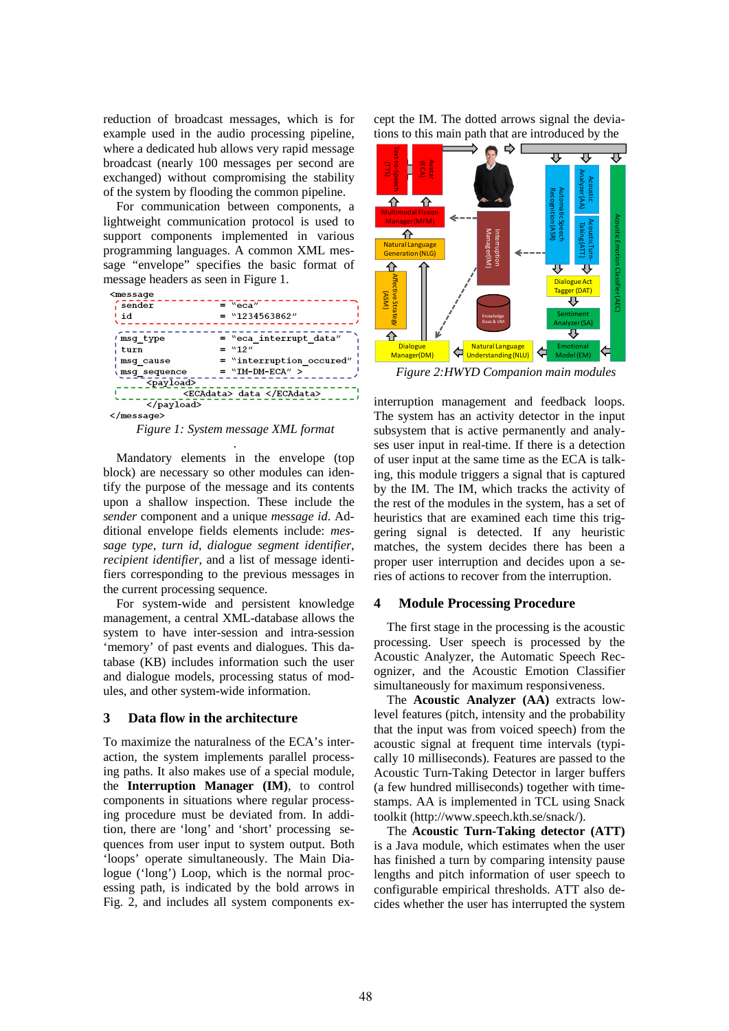reduction of broadcast messages, which is for example used in the audio processing pipeline, where a dedicated hub allows very rapid message broadcast (nearly 100 messages per second are exchanged) without compromising the stability of the system by flooding the common pipeline.

For communication between components, a lightweight communication protocol is used to support components implemented in various programming languages. A common XML message "envelope" specifies the basic format of message headers as seen in Figure 1.

```
<message
  sender          = "eca"
  id              = "1234563862"

  msg_type        = "eca_interrupt_data"
  turn            = "12"
  msg_cause       = "interruption_occured"
  msg_sequence    = "IM-DM-ECA" >
    <payload>
        <ECAdata> data </ECAdata>
    </payload>
</message>
```

*Figure 1: System message XML format*

Mandatory elements in the envelope (top block) are necessary so other modules can identify the purpose of the message and its contents upon a shallow inspection. These include the *sender* component and a unique *message id*. Additional envelope fields elements include: *message type*, *turn id*, *dialogue segment identifier*, *recipient identifier*, and a list of message identifiers corresponding to the previous messages in the current processing sequence.

For system-wide and persistent knowledge management, a central XML-database allows the system to have inter-session and intra-session 'memory' of past events and dialogues. This database (KB) includes information such the user and dialogue models, processing status of modules, and other system-wide information.

## 3 Data flow in the architecture

To maximize the naturalness of the ECA's interaction, the system implements parallel processing paths. It also makes use of a special module, the **Interruption Manager (IM)**, to control components in situations where regular processing procedure must be deviated from. In addition, there are 'long' and 'short' processing sequences from user input to system output. Both 'loops' operate simultaneously. The Main Dialogue ('long') Loop, which is the normal processing path, is indicated by the bold arrows in Fig. 2, and includes all system components except the IM. The dotted arrows signal the deviations to this main path that are introduced by the

*Figure 2:HWYD Companion main modules*

interruption management and feedback loops. The system has an activity detector in the input subsystem that is active permanently and analyses user input in real-time. If there is a detection of user input at the same time as the ECA is talking, this module triggers a signal that is captured by the IM. The IM, which tracks the activity of the rest of the modules in the system, has a set of heuristics that are examined each time this triggering signal is detected. If any heuristic matches, the system decides there has been a proper user interruption and decides upon a series of actions to recover from the interruption.

## 4 Module Processing Procedure

The first stage in the processing is the acoustic processing. User speech is processed by the Acoustic Analyzer, the Automatic Speech Recognizer, and the Acoustic Emotion Classifier simultaneously for maximum responsiveness.

The **Acoustic Analyzer (AA)** extracts low-level features (pitch, intensity and the probability that the input was from voiced speech) from the acoustic signal at frequent time intervals (typically 10 milliseconds). Features are passed to the Acoustic Turn-Taking Detector in larger buffers (a few hundred milliseconds) together with timestamps. AA is implemented in TCL using Snack toolkit (http://www.speech.kth.se/snack/).

The **Acoustic Turn-Taking detector (ATT)** is a Java module, which estimates when the user has finished a turn by comparing intensity pause lengths and pitch information of user speech to configurable empirical thresholds. ATT also decides whether the user has interrupted the system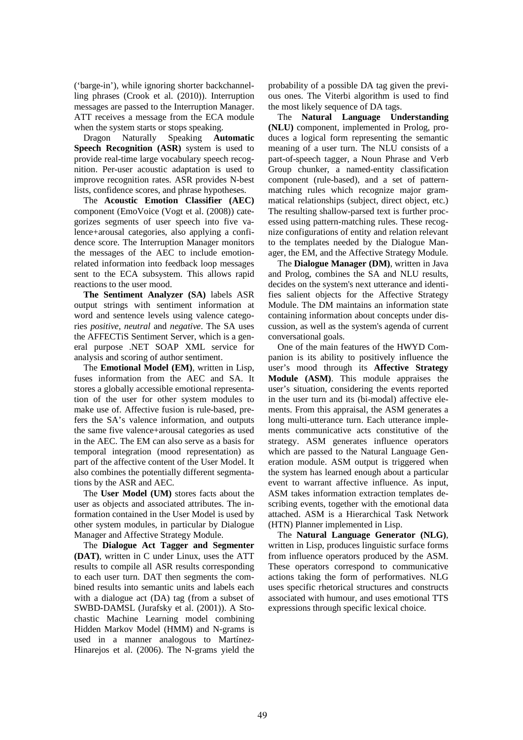('barge-in'), while ignoring shorter backchannelling phrases (Crook et al. (2010)). Interruption messages are passed to the Interruption Manager. ATT receives a message from the ECA module when the system starts or stops speaking.

Dragon Naturally Speaking **Automatic Speech Recognition (ASR)** system is used to provide real-time large vocabulary speech recognition. Per-user acoustic adaptation is used to improve recognition rates. ASR provides N-best lists, confidence scores, and phrase hypotheses.

The **Acoustic Emotion Classifier (AEC)** component (EmoVoice (Vogt et al. (2008)) categorizes segments of user speech into five valence+arousal categories, also applying a confidence score. The Interruption Manager monitors the messages of the AEC to include emotion-related information into feedback loop messages sent to the ECA subsystem. This allows rapid reactions to the user mood.

**The Sentiment Analyzer (SA)** labels ASR output strings with sentiment information at word and sentence levels using valence categories *positive*, *neutral* and *negative*. The SA uses the AFFECTiS Sentiment Server, which is a general purpose .NET SOAP XML service for analysis and scoring of author sentiment.

The **Emotional Model (EM)**, written in Lisp, fuses information from the AEC and SA. It stores a globally accessible emotional representation of the user for other system modules to make use of. Affective fusion is rule-based, prefers the SA's valence information, and outputs the same five valence+arousal categories as used in the AEC. The EM can also serve as a basis for temporal integration (mood representation) as part of the affective content of the User Model. It also combines the potentially different segmentations by the ASR and AEC.

The **User Model (UM)** stores facts about the user as objects and associated attributes. The information contained in the User Model is used by other system modules, in particular by Dialogue Manager and Affective Strategy Module.

The **Dialogue Act Tagger and Segmenter (DAT)**, written in C under Linux, uses the ATT results to compile all ASR results corresponding to each user turn. DAT then segments the combined results into semantic units and labels each with a dialogue act (DA) tag (from a subset of SWBD-DAMSL (Jurafsky et al. (2001)). A Stochastic Machine Learning model combining Hidden Markov Model (HMM) and N-grams is used in a manner analogous to Martínez-Hinarejos et al. (2006). The N-grams yield the probability of a possible DA tag given the previous ones. The Viterbi algorithm is used to find the most likely sequence of DA tags.

The **Natural Language Understanding (NLU)** component, implemented in Prolog, produces a logical form representing the semantic meaning of a user turn. The NLU consists of a part-of-speech tagger, a Noun Phrase and Verb Group chunker, a named-entity classification component (rule-based), and a set of pattern-matching rules which recognize major grammatical relationships (subject, direct object, etc.) The resulting shallow-parsed text is further processed using pattern-matching rules. These recognize configurations of entity and relation relevant to the templates needed by the Dialogue Manager, the EM, and the Affective Strategy Module.

The **Dialogue Manager (DM)**, written in Java and Prolog, combines the SA and NLU results, decides on the system's next utterance and identifies salient objects for the Affective Strategy Module. The DM maintains an information state containing information about concepts under discussion, as well as the system's agenda of current conversational goals.

One of the main features of the HWYD Companion is its ability to positively influence the user's mood through its **Affective Strategy Module (ASM)**. This module appraises the user's situation, considering the events reported in the user turn and its (bi-modal) affective elements. From this appraisal, the ASM generates a long multi-utterance turn. Each utterance implements communicative acts constitutive of the strategy. ASM generates influence operators which are passed to the Natural Language Generation module. ASM output is triggered when the system has learned enough about a particular event to warrant affective influence. As input, ASM takes information extraction templates describing events, together with the emotional data attached. ASM is a Hierarchical Task Network (HTN) Planner implemented in Lisp.

The **Natural Language Generator (NLG)**, written in Lisp, produces linguistic surface forms from influence operators produced by the ASM. These operators correspond to communicative actions taking the form of performatives. NLG uses specific rhetorical structures and constructs associated with humour, and uses emotional TTS expressions through specific lexical choice.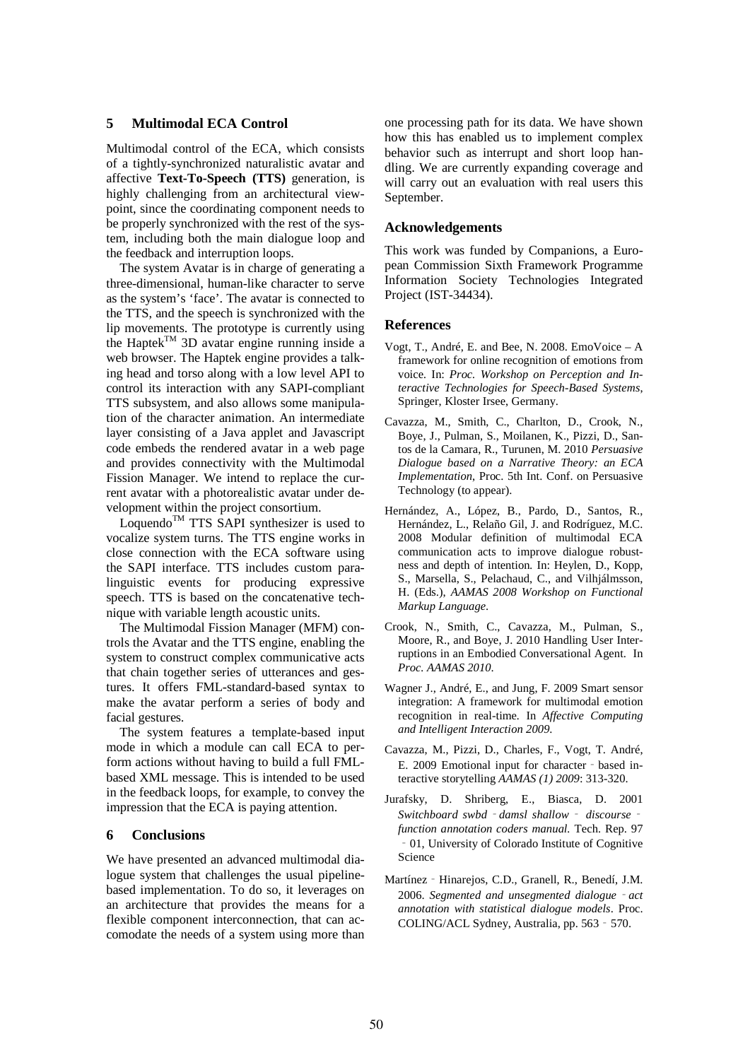## 5 Multimodal ECA Control

Multimodal control of the ECA, which consists of a tightly-synchronized naturalistic avatar and affective **Text-To-Speech (TTS)** generation, is highly challenging from an architectural viewpoint, since the coordinating component needs to be properly synchronized with the rest of the system, including both the main dialogue loop and the feedback and interruption loops.

The system Avatar is in charge of generating a three-dimensional, human-like character to serve as the system's 'face'. The avatar is connected to the TTS, and the speech is synchronized with the lip movements. The prototype is currently using the Haptek$^{TM}$ 3D avatar engine running inside a web browser. The Haptek engine provides a talking head and torso along with a low level API to control its interaction with any SAPI-compliant TTS subsystem, and also allows some manipulation of the character animation. An intermediate layer consisting of a Java applet and Javascript code embeds the rendered avatar in a web page and provides connectivity with the Multimodal Fission Manager. We intend to replace the current avatar with a photorealistic avatar under development within the project consortium.

Loquendo$^{TM}$ TTS SAPI synthesizer is used to vocalize system turns. The TTS engine works in close connection with the ECA software using the SAPI interface. TTS includes custom paralinguistic events for producing expressive speech. TTS is based on the concatenative technique with variable length acoustic units.

The Multimodal Fission Manager (MFM) controls the Avatar and the TTS engine, enabling the system to construct complex communicative acts that chain together series of utterances and gestures. It offers FML-standard-based syntax to make the avatar perform a series of body and facial gestures.

The system features a template-based input mode in which a module can call ECA to perform actions without having to build a full FML-based XML message. This is intended to be used in the feedback loops, for example, to convey the impression that the ECA is paying attention.

## 6 Conclusions

We have presented an advanced multimodal dialogue system that challenges the usual pipeline-based implementation. To do so, it leverages on an architecture that provides the means for a flexible component interconnection, that can accomodate the needs of a system using more than one processing path for its data. We have shown how this has enabled us to implement complex behavior such as interrupt and short loop handling. We are currently expanding coverage and will carry out an evaluation with real users this September.

## Acknowledgements

This work was funded by Companions, a European Commission Sixth Framework Programme Information Society Technologies Integrated Project (IST-34434).

## References

Vogt, T., André, E. and Bee, N. 2008. EmoVoice – A framework for online recognition of emotions from voice. In: *Proc. Workshop on Perception and Interactive Technologies for Speech-Based Systems*, Springer, Kloster Irsee, Germany.

Cavazza, M., Smith, C., Charlton, D., Crook, N., Boye, J., Pulman, S., Moilanen, K., Pizzi, D., Santos de la Camara, R., Turunen, M. 2010 *Persuasive Dialogue based on a Narrative Theory: an ECA Implementation*, Proc. 5th Int. Conf. on Persuasive Technology (to appear).

Hernández, A., López, B., Pardo, D., Santos, R., Hernández, L., Relaño Gil, J. and Rodríguez, M.C. 2008 Modular definition of multimodal ECA communication acts to improve dialogue robustness and depth of intention. In: Heylen, D., Kopp, S., Marsella, S., Pelachaud, C., and Vilhjálmsson, H. (Eds.), *AAMAS 2008 Workshop on Functional Markup Language*.

Crook, N., Smith, C., Cavazza, M., Pulman, S., Moore, R., and Boye, J. 2010 Handling User Interruptions in an Embodied Conversational Agent. In *Proc. AAMAS 2010*.

Wagner J., André, E., and Jung, F. 2009 Smart sensor integration: A framework for multimodal emotion recognition in real-time. In *Affective Computing and Intelligent Interaction 2009*.

Cavazza, M., Pizzi, D., Charles, F., Vogt, T. André, E. 2009 Emotional input for character‑based interactive storytelling *AAMAS (1) 2009*: 313-320.

Jurafsky, D. Shriberg, E., Biasca, D. 2001 *Switchboard swbd‑damsl shallow‑ discourse‑function annotation coders manual.* Tech. Rep. 97‑01, University of Colorado Institute of Cognitive Science

Martínez‑Hinarejos, C.D., Granell, R., Benedí, J.M. 2006. *Segmented and unsegmented dialogue‑act annotation with statistical dialogue models*. Proc. COLING/ACL Sydney, Australia, pp. 563‑570.